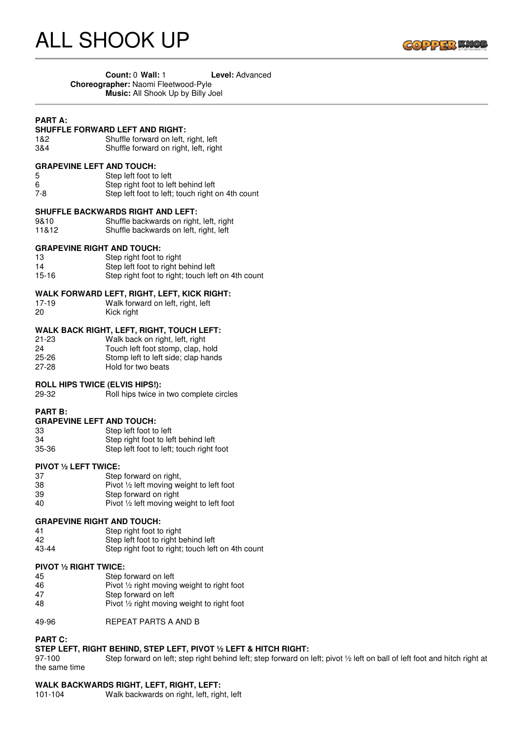# ALL SHOOK UP

**Count:** 0 **Wall:** 1 **Level:** Advanced
**Choreographer:** Naomi Fleetwood-Pyle
**Music:** All Shook Up by Billy Joel

**PART A:**

**SHUFFLE FORWARD LEFT AND RIGHT:**

| | |
|---|---|
| 1&2 | Shuffle forward on left, right, left |
| 3&4 | Shuffle forward on right, left, right |

**GRAPEVINE LEFT AND TOUCH:**

| | |
|---|---|
| 5 | Step left foot to left |
| 6 | Step right foot to left behind left |
| 7-8 | Step left foot to left; touch right on 4th count |

**SHUFFLE BACKWARDS RIGHT AND LEFT:**

| | |
|---|---|
| 9&10 | Shuffle backwards on right, left, right |
| 11&12 | Shuffle backwards on left, right, left |

**GRAPEVINE RIGHT AND TOUCH:**

| | |
|---|---|
| 13 | Step right foot to right |
| 14 | Step left foot to right behind left |
| 15-16 | Step right foot to right; touch left on 4th count |

**WALK FORWARD LEFT, RIGHT, LEFT, KICK RIGHT:**

| | |
|---|---|
| 17-19 | Walk forward on left, right, left |
| 20 | Kick right |

**WALK BACK RIGHT, LEFT, RIGHT, TOUCH LEFT:**

| | |
|---|---|
| 21-23 | Walk back on right, left, right |
| 24 | Touch left foot stomp, clap, hold |
| 25-26 | Stomp left to left side; clap hands |
| 27-28 | Hold for two beats |

**ROLL HIPS TWICE (ELVIS HIPS!):**

| | |
|---|---|
| 29-32 | Roll hips twice in two complete circles |

**PART B:**

**GRAPEVINE LEFT AND TOUCH:**

| | |
|---|---|
| 33 | Step left foot to left |
| 34 | Step right foot to left behind left |
| 35-36 | Step left foot to left; touch right foot |

**PIVOT ½ LEFT TWICE:**

| | |
|---|---|
| 37 | Step forward on right, |
| 38 | Pivot ½ left moving weight to left foot |
| 39 | Step forward on right |
| 40 | Pivot ½ left moving weight to left foot |

**GRAPEVINE RIGHT AND TOUCH:**

| | |
|---|---|
| 41 | Step right foot to right |
| 42 | Step left foot to right behind left |
| 43-44 | Step right foot to right; touch left on 4th count |

**PIVOT ½ RIGHT TWICE:**

| | |
|---|---|
| 45 | Step forward on left |
| 46 | Pivot ½ right moving weight to right foot |
| 47 | Step forward on left |
| 48 | Pivot ½ right moving weight to right foot |

| | |
|---|---|
| 49-96 | REPEAT PARTS A AND B |

**PART C:**

**STEP LEFT, RIGHT BEHIND, STEP LEFT, PIVOT ½ LEFT & HITCH RIGHT:**

97-100 Step forward on left; step right behind left; step forward on left; pivot ½ left on ball of left foot and hitch right at the same time

**WALK BACKWARDS RIGHT, LEFT, RIGHT, LEFT:**

| | |
|---|---|
| 101-104 | Walk backwards on right, left, right, left |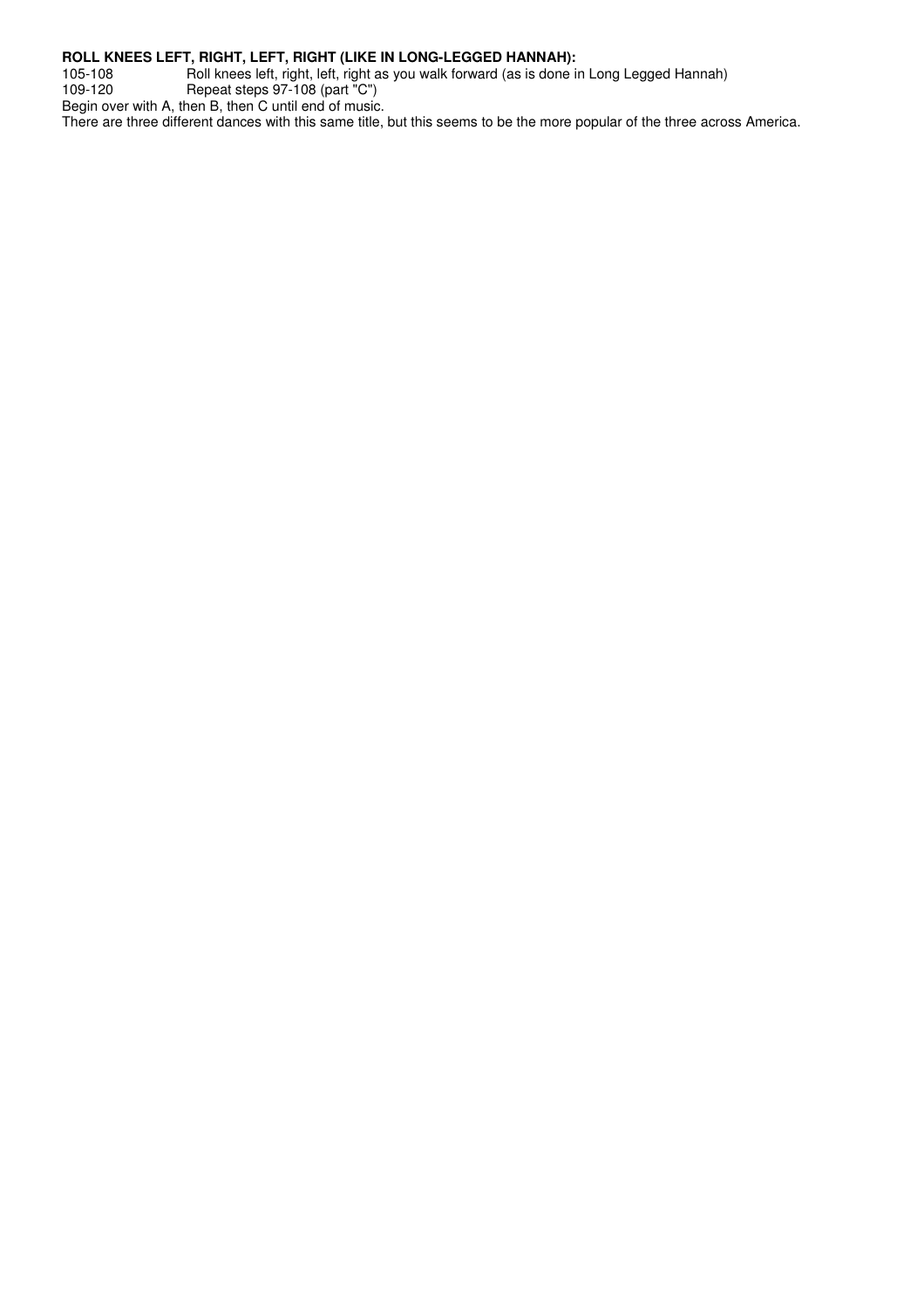**ROLL KNEES LEFT, RIGHT, LEFT, RIGHT (LIKE IN LONG-LEGGED HANNAH):**

| | |
|---|---|
| 105-108 | Roll knees left, right, left, right as you walk forward (as is done in Long Legged Hannah) |
| 109-120 | Repeat steps 97-108 (part "C") |

Begin over with A, then B, then C until end of music.

There are three different dances with this same title, but this seems to be the more popular of the three across America.